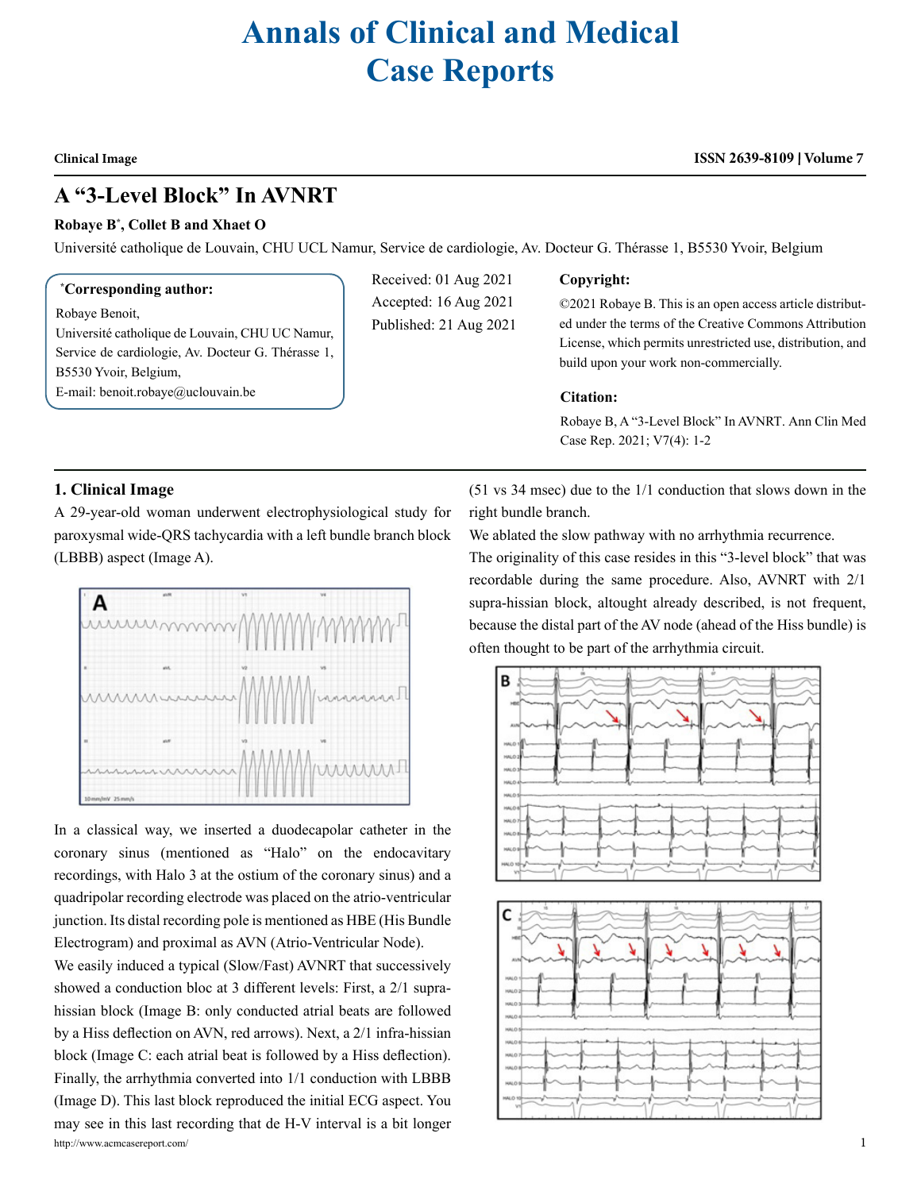# Annals of Clinical and Medical Case Reports

**Clinical Image**

## A "3-Level Block" In AVNRT

**Robaye B*, Collet B and Xhaet O**

Université catholique de Louvain, CHU UCL Namur, Service de cardiologie, Av. Docteur G. Thérasse 1, B5530 Yvoir, Belgium

**\*Corresponding author:**

Robaye Benoit,
Université catholique de Louvain, CHU UC Namur, Service de cardiologie, Av. Docteur G. Thérasse 1, B5530 Yvoir, Belgium,
E-mail: benoit.robaye@uclouvain.be

Received: 01 Aug 2021
Accepted: 16 Aug 2021
Published: 21 Aug 2021

**Copyright:**

©2021 Robaye B. This is an open access article distributed under the terms of the Creative Commons Attribution License, which permits unrestricted use, distribution, and build upon your work non-commercially.

**Citation:**

Robaye B, A "3-Level Block" In AVNRT. Ann Clin Med Case Rep. 2021; V7(4): 1-2

### 1. Clinical Image

A 29-year-old woman underwent electrophysiological study for paroxysmal wide-QRS tachycardia with a left bundle branch block (LBBB) aspect (Image A).

In a classical way, we inserted a duodecapolar catheter in the coronary sinus (mentioned as "Halo" on the endocavitary recordings, with Halo 3 at the ostium of the coronary sinus) and a quadripolar recording electrode was placed on the atrio-ventricular junction. Its distal recording pole is mentioned as HBE (His Bundle Electrogram) and proximal as AVN (Atrio-Ventricular Node).

We easily induced a typical (Slow/Fast) AVNRT that successively showed a conduction bloc at 3 different levels: First, a 2/1 supra-hissian block (Image B: only conducted atrial beats are followed by a Hiss deflection on AVN, red arrows). Next, a 2/1 infra-hissian block (Image C: each atrial beat is followed by a Hiss deflection). Finally, the arrhythmia converted into 1/1 conduction with LBBB (Image D). This last block reproduced the initial ECG aspect. You may see in this last recording that de H-V interval is a bit longer (51 vs 34 msec) due to the 1/1 conduction that slows down in the right bundle branch.

We ablated the slow pathway with no arrhythmia recurrence.

The originality of this case resides in this "3-level block" that was recordable during the same procedure. Also, AVNRT with 2/1 supra-hissian block, altought already described, is not frequent, because the distal part of the AV node (ahead of the Hiss bundle) is often thought to be part of the arrhythmia circuit.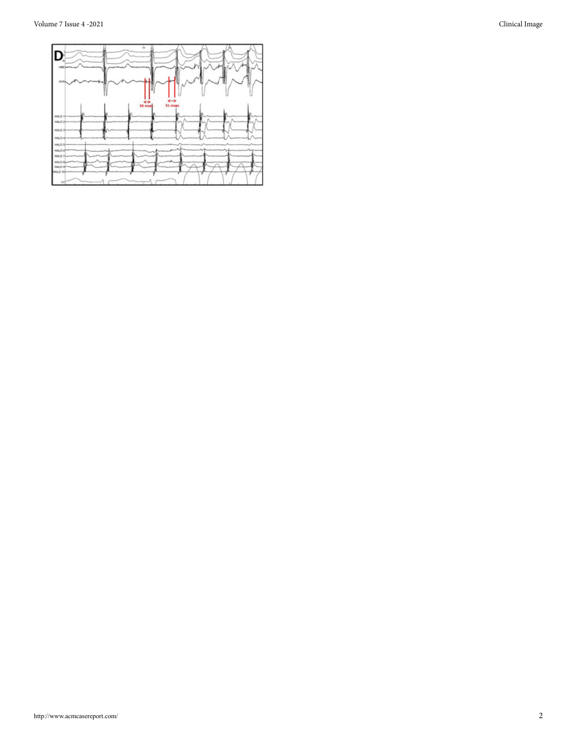D

HBE

AVN

34 msec

51 msec

HALO 1

HALO 2

HALO 3

HALO 4

HALO 5

HALO 6

HALO 7

HALO 8

HALO 9

HALO 10

V1